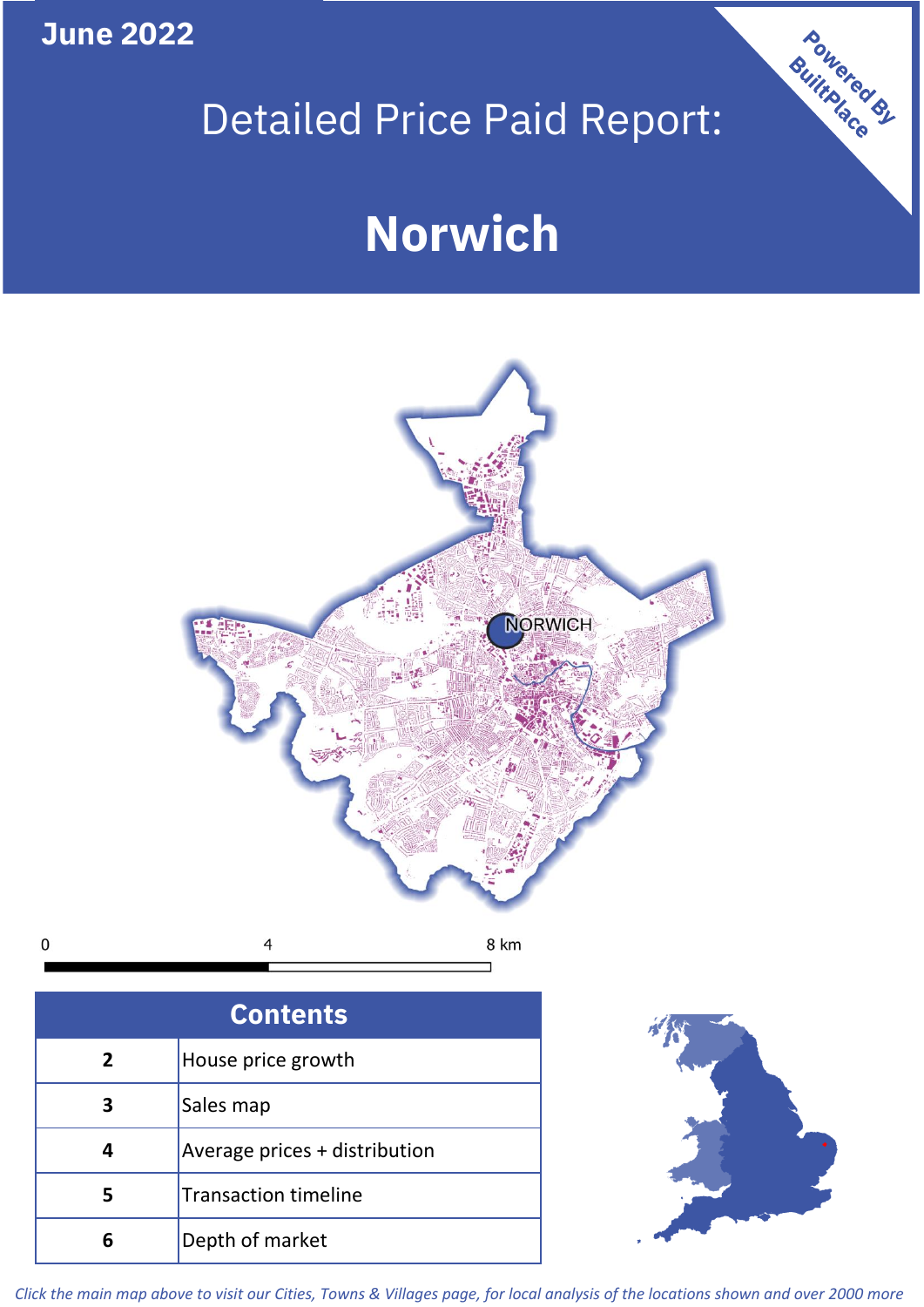**June 2022**

# Detailed Price Paid Report:

# Norwich

Powered By BuiltPlace

NORWICH

0 4 8 km

| Contents | |
|---|---|
| 2 | House price growth |
| 3 | Sales map |
| 4 | Average prices + distribution |
| 5 | Transaction timeline |
| 6 | Depth of market |

*Click the main map above to visit our Cities, Towns & Villages page, for local analysis of the locations shown and over 2000 more*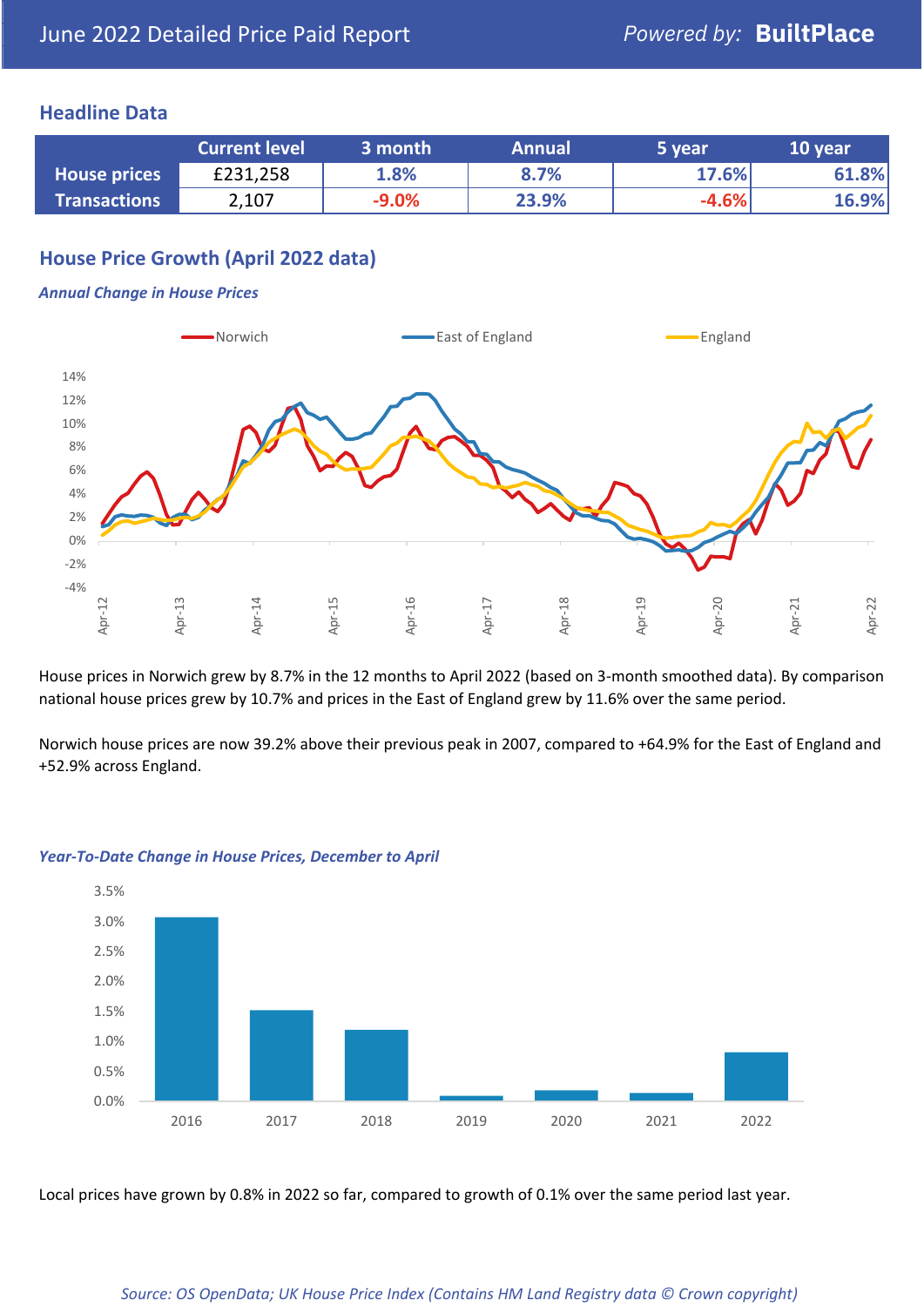June 2022 Detailed Price Paid Report

## Headline Data

| | Current level | 3 month | Annual | 5 year | 10 year |
|---|---|---|---|---|---|
| House prices | £231,258 | 1.8% | 8.7% | 17.6% | 61.8% |
| Transactions | 2,107 | -9.0% | 23.9% | -4.6% | 16.9% |

## House Price Growth (April 2022 data)

***Annual Change in House Prices***

House prices in Norwich grew by 8.7% in the 12 months to April 2022 (based on 3-month smoothed data). By comparison national house prices grew by 10.7% and prices in the East of England grew by 11.6% over the same period.

Norwich house prices are now 39.2% above their previous peak in 2007, compared to +64.9% for the East of England and +52.9% across England.

***Year-To-Date Change in House Prices, December to April***

Local prices have grown by 0.8% in 2022 so far, compared to growth of 0.1% over the same period last year.

*Source: OS OpenData; UK House Price Index (Contains HM Land Registry data © Crown copyright)*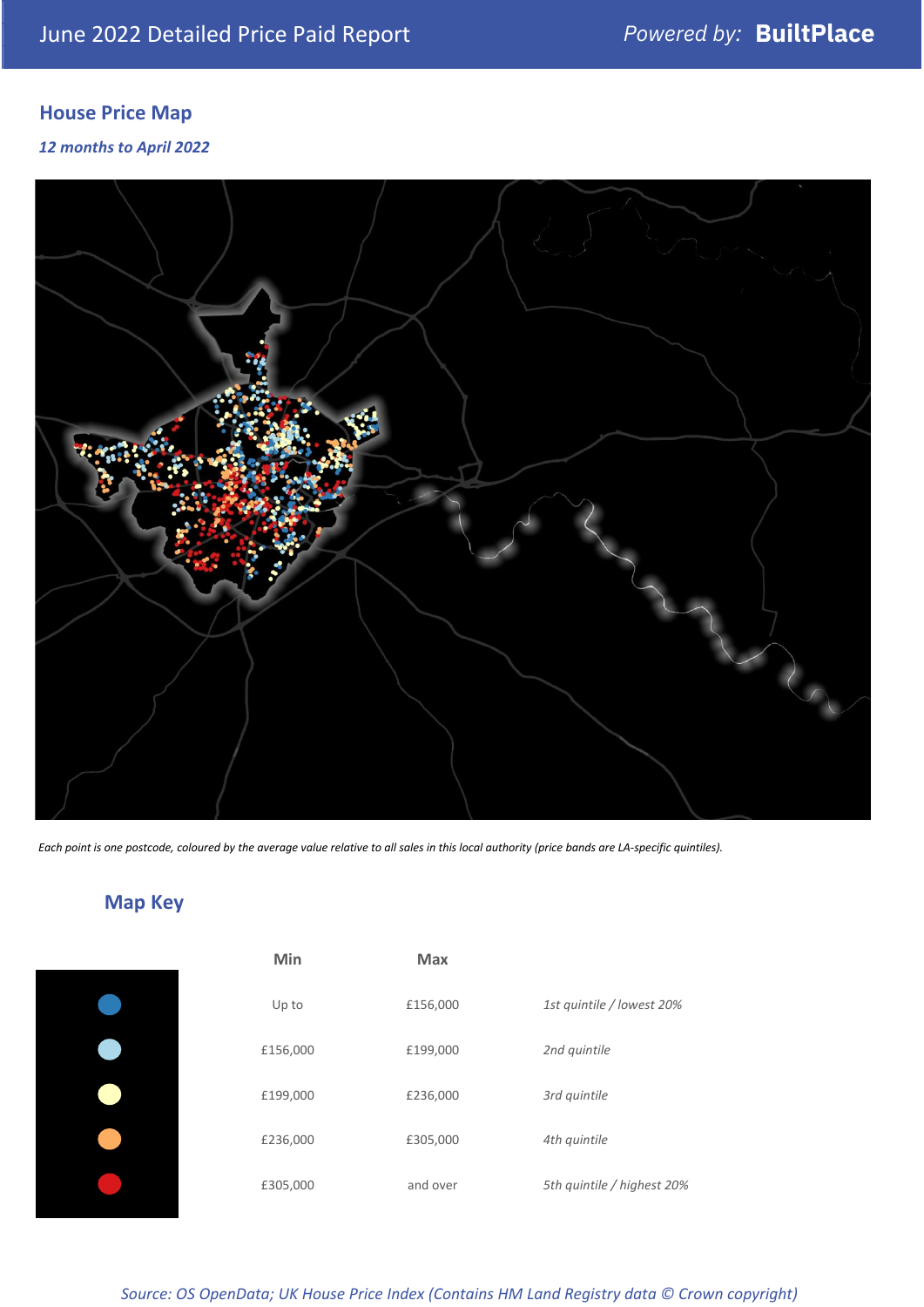June 2022 Detailed Price Paid Report

*Powered by:* **BuiltPlace**

## House Price Map

***12 months to April 2022***

*Each point is one postcode, coloured by the average value relative to all sales in this local authority (price bands are LA-specific quintiles).*

## Map Key

| | Min | Max | |
|---|---|---|---|
| Dark blue | Up to | £156,000 | *1st quintile / lowest 20%* |
| Light blue | £156,000 | £199,000 | *2nd quintile* |
| Pale yellow | £199,000 | £236,000 | *3rd quintile* |
| Orange | £236,000 | £305,000 | *4th quintile* |
| Red | £305,000 | and over | *5th quintile / highest 20%* |

*Source: OS OpenData; UK House Price Index (Contains HM Land Registry data © Crown copyright)*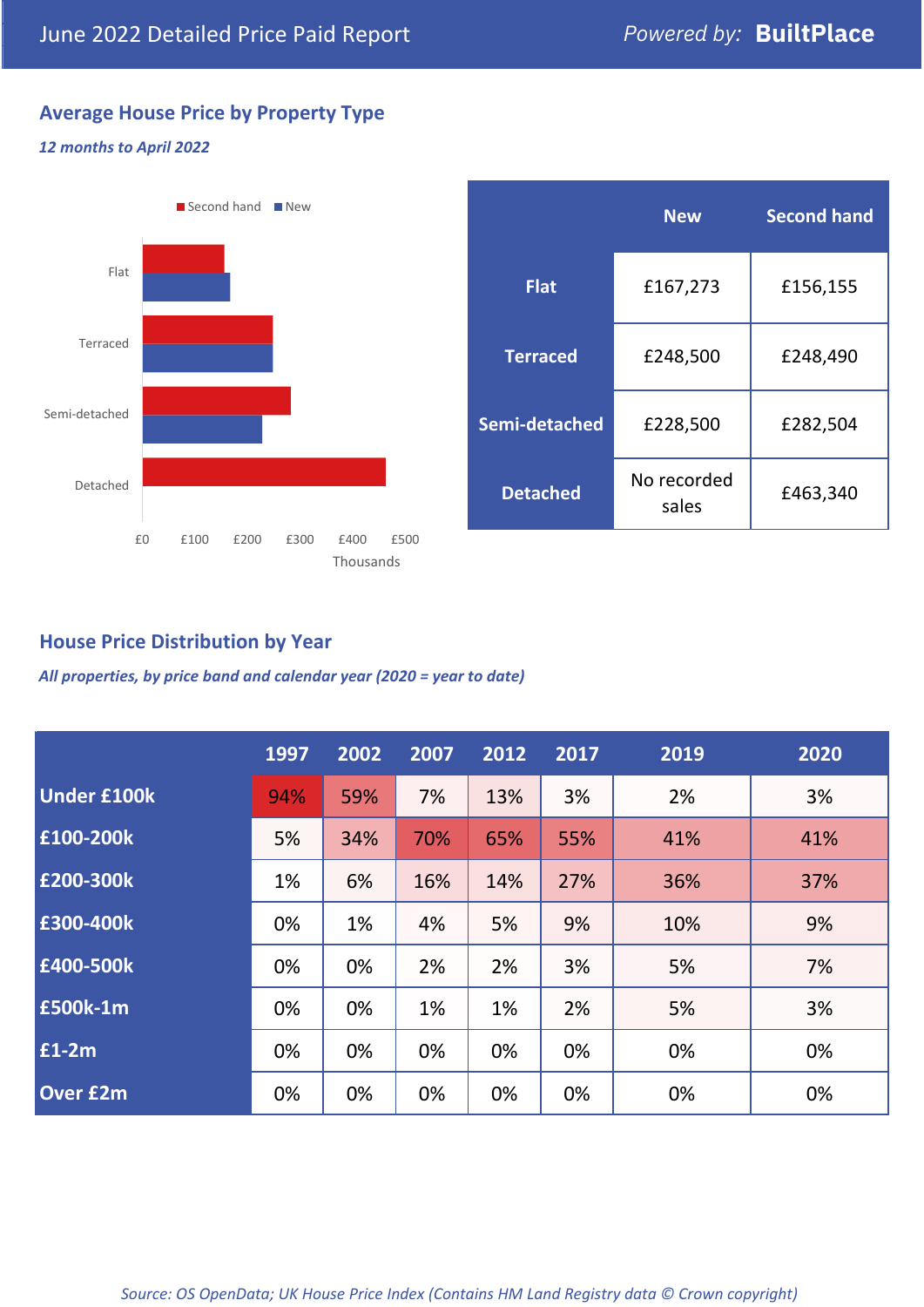June 2022 Detailed Price Paid Report

*Powered by:* **BuiltPlace**

## Average House Price by Property Type

***12 months to April 2022***

Second hand ■ New ■

Flat

Terraced

Semi-detached

Detached

£0 £100 £200 £300 £400 £500

Thousands

| | New | Second hand |
|---|---|---|
| **Flat** | £167,273 | £156,155 |
| **Terraced** | £248,500 | £248,490 |
| **Semi-detached** | £228,500 | £282,504 |
| **Detached** | No recorded sales | £463,340 |

## House Price Distribution by Year

***All properties, by price band and calendar year (2020 = year to date)***

| | 1997 | 2002 | 2007 | 2012 | 2017 | 2019 | 2020 |
|---|---|---|---|---|---|---|---|
| **Under £100k** | 94% | 59% | 7% | 13% | 3% | 2% | 3% |
| **£100-200k** | 5% | 34% | 70% | 65% | 55% | 41% | 41% |
| **£200-300k** | 1% | 6% | 16% | 14% | 27% | 36% | 37% |
| **£300-400k** | 0% | 1% | 4% | 5% | 9% | 10% | 9% |
| **£400-500k** | 0% | 0% | 2% | 2% | 3% | 5% | 7% |
| **£500k-1m** | 0% | 0% | 1% | 1% | 2% | 5% | 3% |
| **£1-2m** | 0% | 0% | 0% | 0% | 0% | 0% | 0% |
| **Over £2m** | 0% | 0% | 0% | 0% | 0% | 0% | 0% |

*Source: OS OpenData; UK House Price Index (Contains HM Land Registry data © Crown copyright)*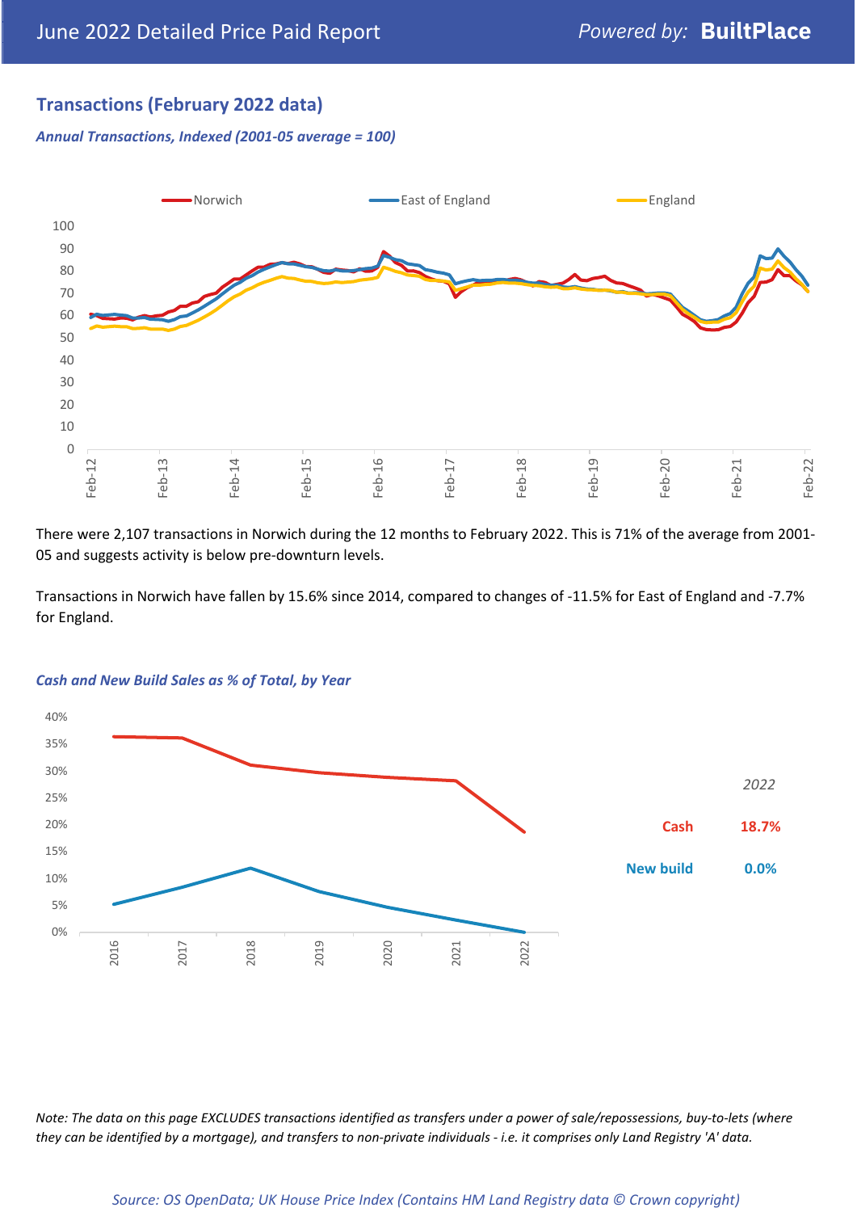## Transactions (February 2022 data)

*Annual Transactions, Indexed (2001-05 average = 100)*

There were 2,107 transactions in Norwich during the 12 months to February 2022. This is 71% of the average from 2001-05 and suggests activity is below pre-downturn levels.

Transactions in Norwich have fallen by 15.6% since 2014, compared to changes of -11.5% for East of England and -7.7% for England.

*Cash and New Build Sales as % of Total, by Year*

| 2022 | |
|---|---|
| Cash | 18.7% |
| New build | 0.0% |

*Note: The data on this page EXCLUDES transactions identified as transfers under a power of sale/repossessions, buy-to-lets (where they can be identified by a mortgage), and transfers to non-private individuals - i.e. it comprises only Land Registry 'A' data.*

*Source: OS OpenData; UK House Price Index (Contains HM Land Registry data © Crown copyright)*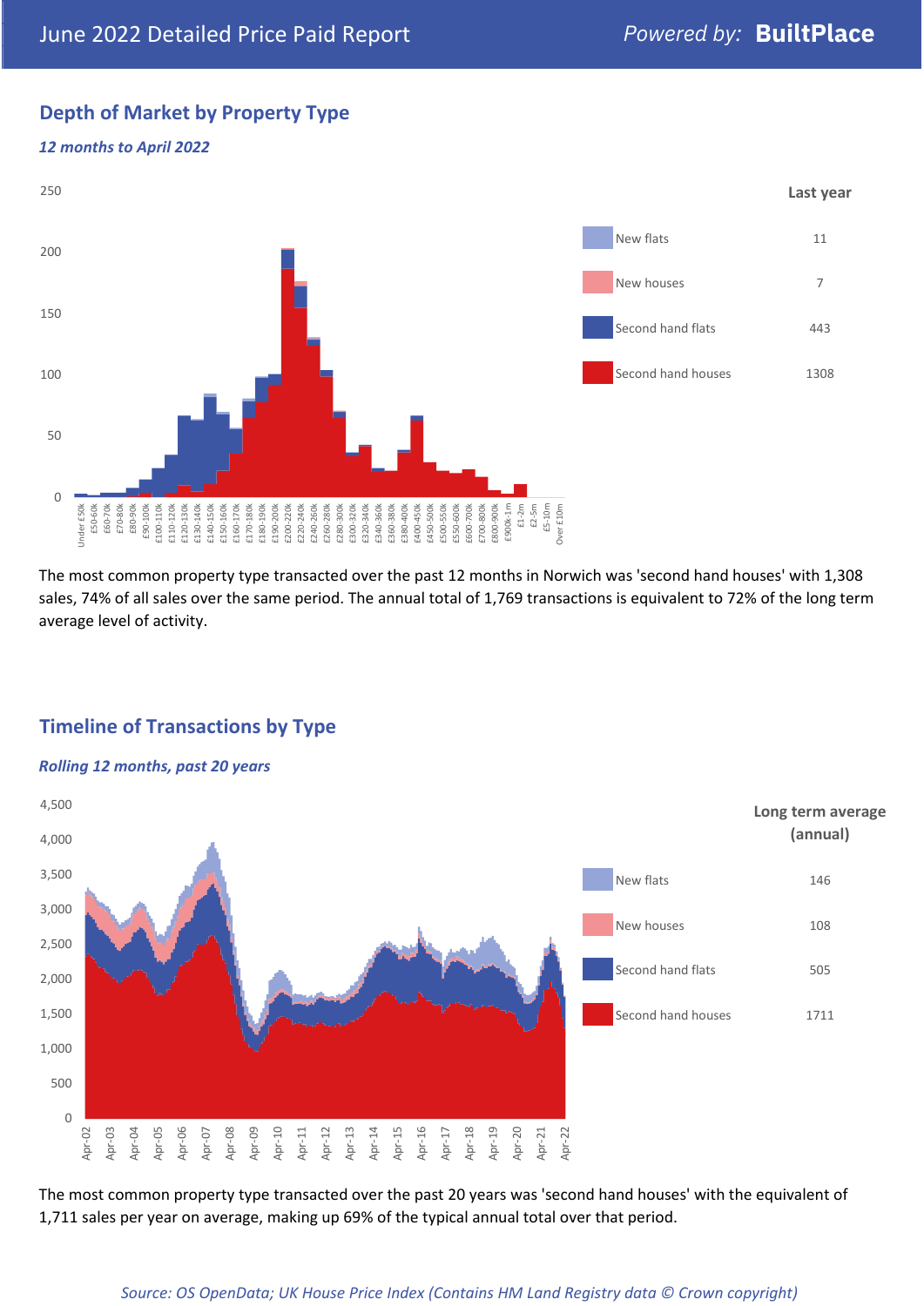June 2022 Detailed Price Paid Report

Powered by: **BuiltPlace**

## Depth of Market by Property Type

*12 months to April 2022*

250
200
150
100
50
0

Under £50k, £50-60k, £60-70k, £70-80k, £80-90k, £90-100k, £100-110k, £110-120k, £120-130k, £130-140k, £140-150k, £150-160k, £160-170k, £170-180k, £180-190k, £190-200k, £200-220k, £220-240k, £240-260k, £260-280k, £280-300k, £300-320k, £320-340k, £340-360k, £360-380k, £380-400k, £400-450k, £450-500k, £500-550k, £550-600k, £600-700k, £700-800k, £800-900k, £900k-1m, £1-2m, £2-5m, £5-10m, Over £10m

Last year

New flats 11
New houses 7
Second hand flats 443
Second hand houses 1308

The most common property type transacted over the past 12 months in Norwich was 'second hand houses' with 1,308 sales, 74% of all sales over the same period. The annual total of 1,769 transactions is equivalent to 72% of the long term average level of activity.

## Timeline of Transactions by Type

*Rolling 12 months, past 20 years*

4,500
4,000
3,500
3,000
2,500
2,000
1,500
1,000
500
0

Apr-02, Apr-03, Apr-04, Apr-05, Apr-06, Apr-07, Apr-08, Apr-09, Apr-10, Apr-11, Apr-12, Apr-13, Apr-14, Apr-15, Apr-16, Apr-17, Apr-18, Apr-19, Apr-20, Apr-21, Apr-22

Long term average (annual)

New flats 146
New houses 108
Second hand flats 505
Second hand houses 1711

The most common property type transacted over the past 20 years was 'second hand houses' with the equivalent of 1,711 sales per year on average, making up 69% of the typical annual total over that period.

*Source: OS OpenData; UK House Price Index (Contains HM Land Registry data © Crown copyright)*